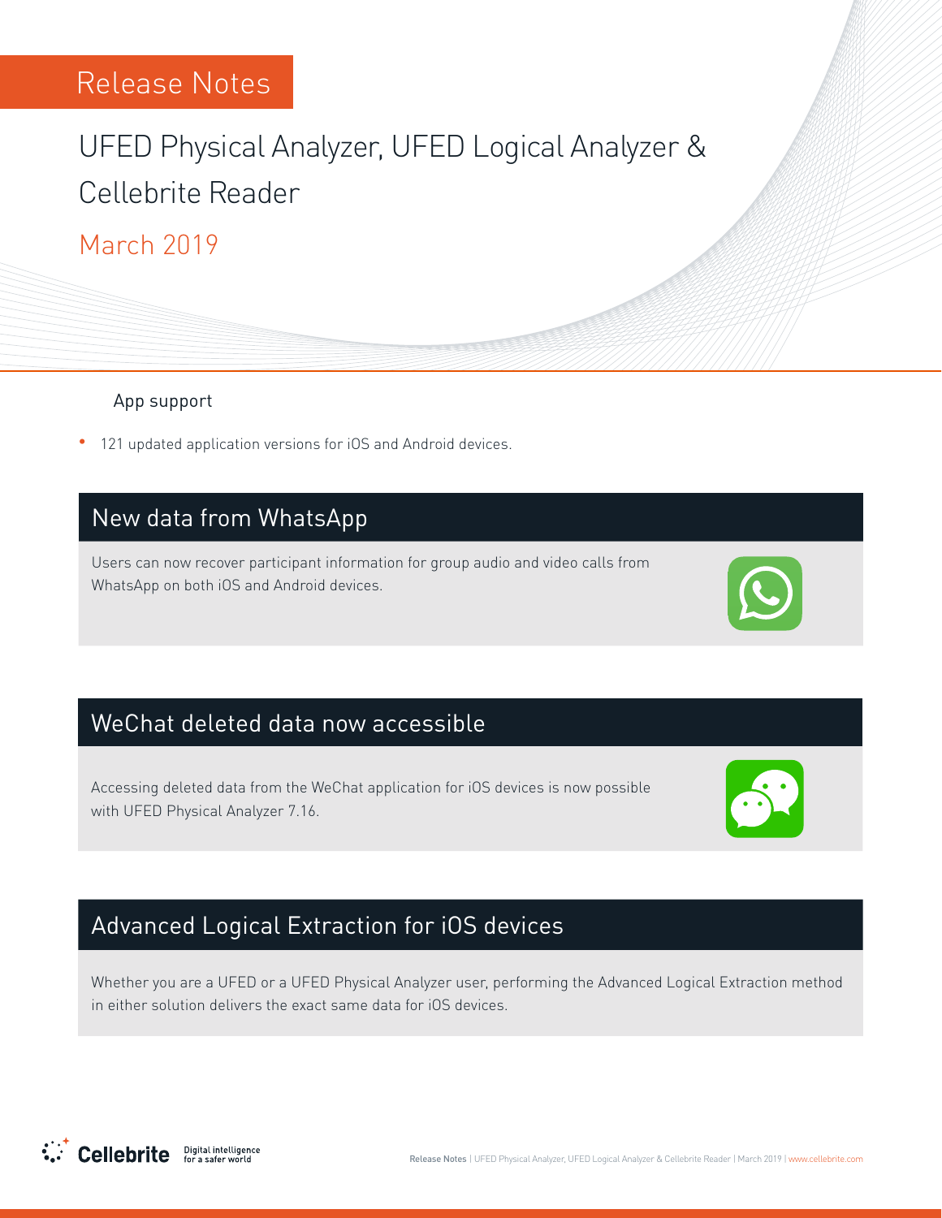Release Notes

# UFED Physical Analyzer, UFED Logical Analyzer & Cellebrite Reader

March 2019

App support

- 121 updated application versions for iOS and Android devices.

## New data from WhatsApp

Users can now recover participant information for group audio and video calls from WhatsApp on both iOS and Android devices.

## WeChat deleted data now accessible

Accessing deleted data from the WeChat application for iOS devices is now possible with UFED Physical Analyzer 7.16.

## Advanced Logical Extraction for iOS devices

Whether you are a UFED or a UFED Physical Analyzer user, performing the Advanced Logical Extraction method in either solution delivers the exact same data for iOS devices.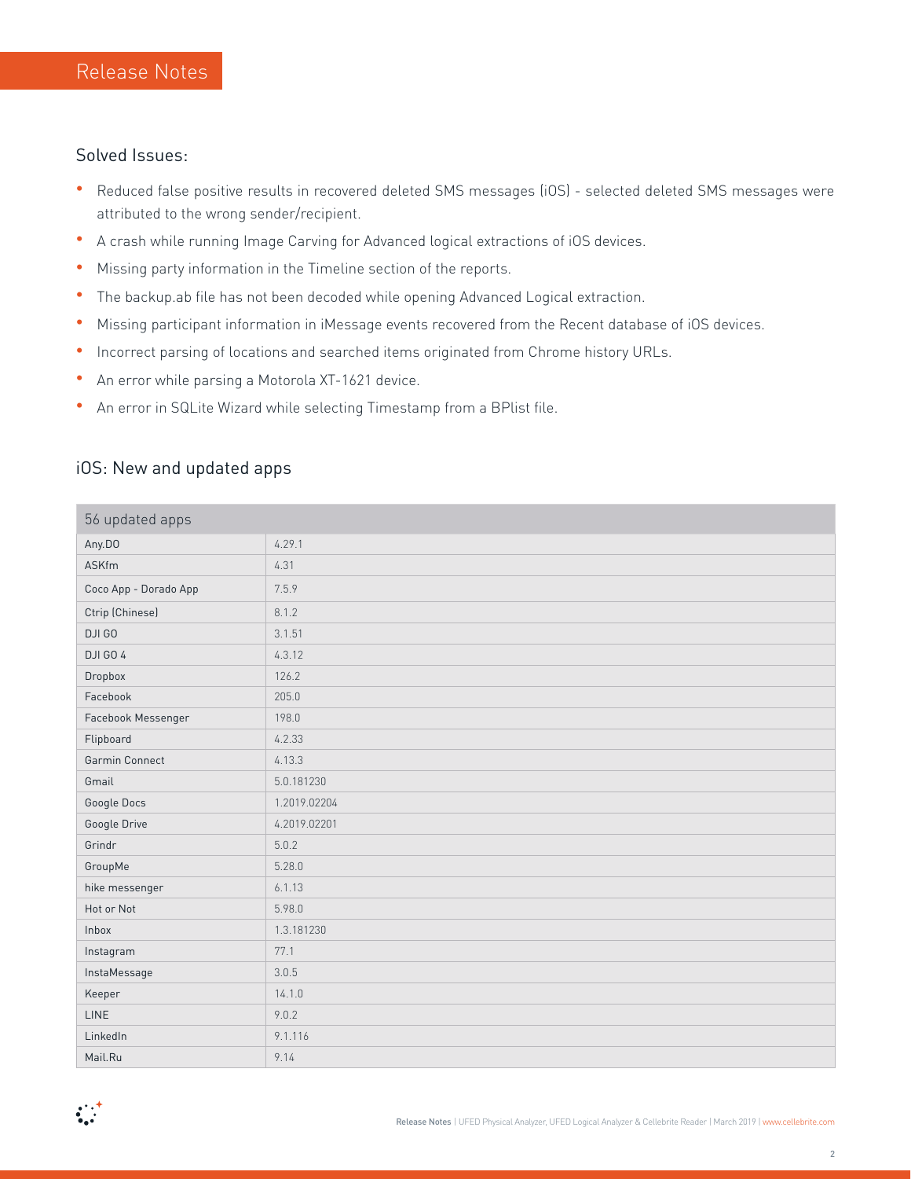## Solved Issues:

- Reduced false positive results in recovered deleted SMS messages (iOS) - selected deleted SMS messages were attributed to the wrong sender/recipient.
- A crash while running Image Carving for Advanced logical extractions of iOS devices.
- Missing party information in the Timeline section of the reports.
- The backup.ab file has not been decoded while opening Advanced Logical extraction.
- Missing participant information in iMessage events recovered from the Recent database of iOS devices.
- Incorrect parsing of locations and searched items originated from Chrome history URLs.
- An error while parsing a Motorola XT-1621 device.
- An error in SQLite Wizard while selecting Timestamp from a BPlist file.

## iOS: New and updated apps

| 56 updated apps | |
|---|---|
| Any.DO | 4.29.1 |
| ASKfm | 4.31 |
| Coco App - Dorado App | 7.5.9 |
| Ctrip (Chinese) | 8.1.2 |
| DJI GO | 3.1.51 |
| DJI GO 4 | 4.3.12 |
| Dropbox | 126.2 |
| Facebook | 205.0 |
| Facebook Messenger | 198.0 |
| Flipboard | 4.2.33 |
| Garmin Connect | 4.13.3 |
| Gmail | 5.0.181230 |
| Google Docs | 1.2019.02204 |
| Google Drive | 4.2019.02201 |
| Grindr | 5.0.2 |
| GroupMe | 5.28.0 |
| hike messenger | 6.1.13 |
| Hot or Not | 5.98.0 |
| Inbox | 1.3.181230 |
| Instagram | 77.1 |
| InstaMessage | 3.0.5 |
| Keeper | 14.1.0 |
| LINE | 9.0.2 |
| LinkedIn | 9.1.116 |
| Mail.Ru | 9.14 |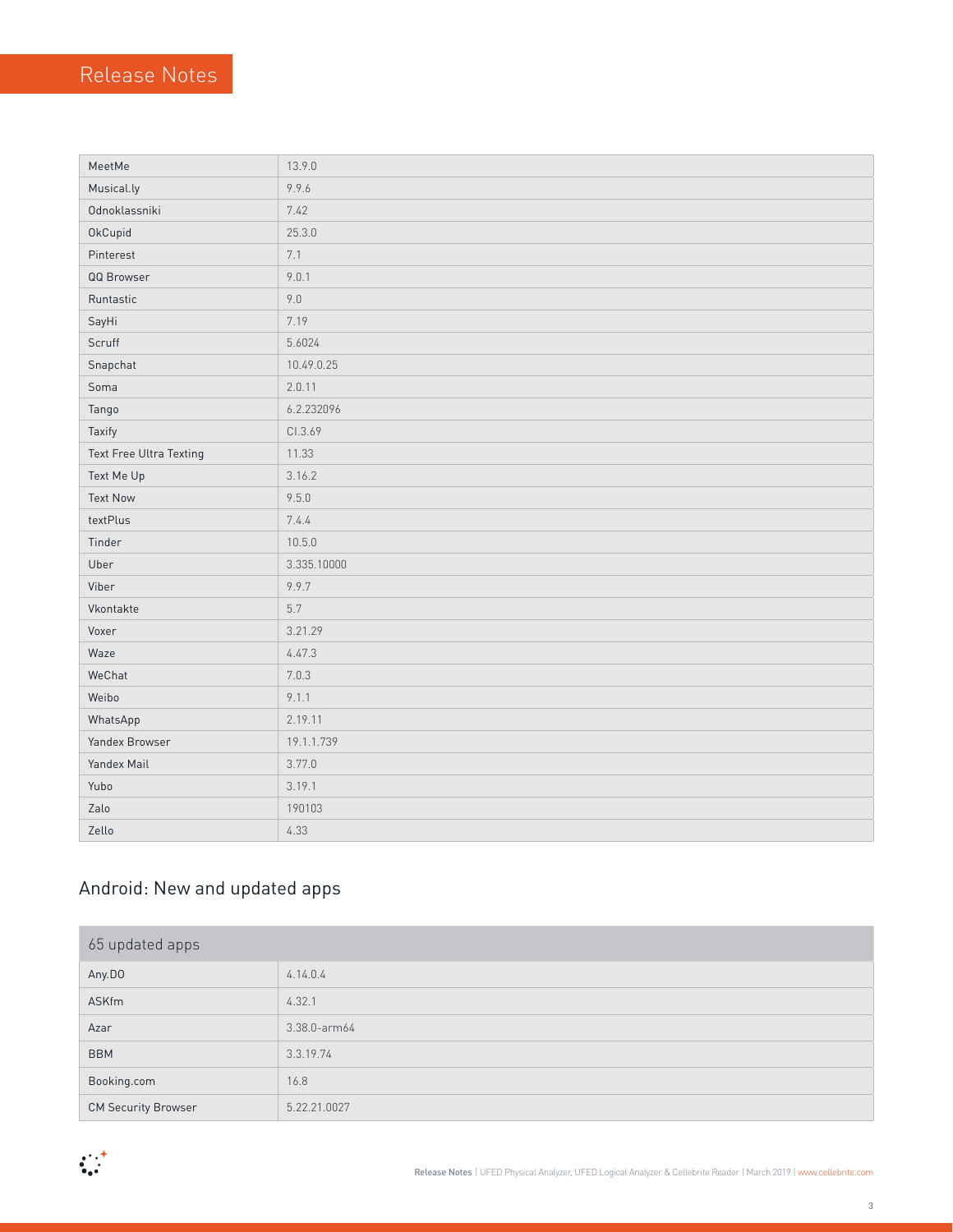| | |
|---|---|
| MeetMe | 13.9.0 |
| Musical.ly | 9.9.6 |
| Odnoklassniki | 7.42 |
| OkCupid | 25.3.0 |
| Pinterest | 7.1 |
| QQ Browser | 9.0.1 |
| Runtastic | 9.0 |
| SayHi | 7.19 |
| Scruff | 5.6024 |
| Snapchat | 10.49.0.25 |
| Soma | 2.0.11 |
| Tango | 6.2.232096 |
| Taxify | CI.3.69 |
| Text Free Ultra Texting | 11.33 |
| Text Me Up | 3.16.2 |
| Text Now | 9.5.0 |
| textPlus | 7.4.4 |
| Tinder | 10.5.0 |
| Uber | 3.335.10000 |
| Viber | 9.9.7 |
| Vkontakte | 5.7 |
| Voxer | 3.21.29 |
| Waze | 4.47.3 |
| WeChat | 7.0.3 |
| Weibo | 9.1.1 |
| WhatsApp | 2.19.11 |
| Yandex Browser | 19.1.1.739 |
| Yandex Mail | 3.77.0 |
| Yubo | 3.19.1 |
| Zalo | 190103 |
| Zello | 4.33 |

## Android: New and updated apps

| 65 updated apps | |
|---|---|
| Any.DO | 4.14.0.4 |
| ASKfm | 4.32.1 |
| Azar | 3.38.0-arm64 |
| BBM | 3.3.19.74 |
| Booking.com | 16.8 |
| CM Security Browser | 5.22.21.0027 |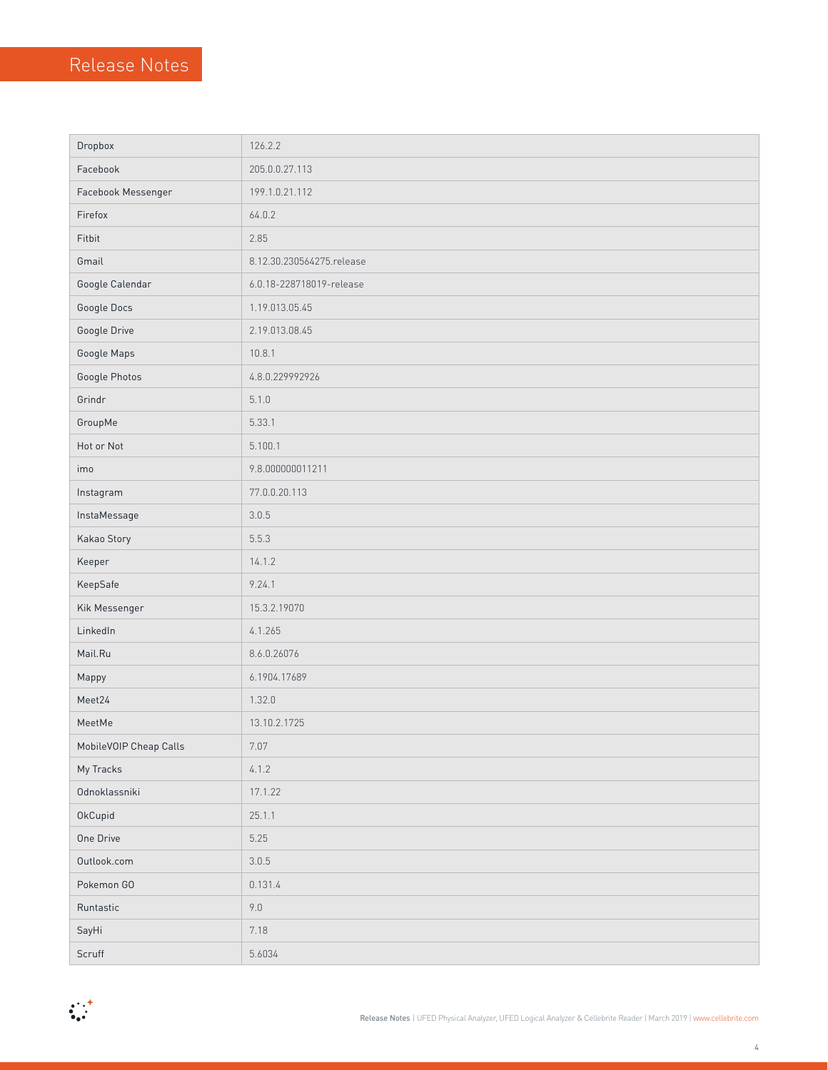## Release Notes

| | |
|---|---|
| Dropbox | 126.2.2 |
| Facebook | 205.0.0.27.113 |
| Facebook Messenger | 199.1.0.21.112 |
| Firefox | 64.0.2 |
| Fitbit | 2.85 |
| Gmail | 8.12.30.230564275.release |
| Google Calendar | 6.0.18-228718019-release |
| Google Docs | 1.19.013.05.45 |
| Google Drive | 2.19.013.08.45 |
| Google Maps | 10.8.1 |
| Google Photos | 4.8.0.229992926 |
| Grindr | 5.1.0 |
| GroupMe | 5.33.1 |
| Hot or Not | 5.100.1 |
| imo | 9.8.000000011211 |
| Instagram | 77.0.0.20.113 |
| InstaMessage | 3.0.5 |
| Kakao Story | 5.5.3 |
| Keeper | 14.1.2 |
| KeepSafe | 9.24.1 |
| Kik Messenger | 15.3.2.19070 |
| LinkedIn | 4.1.265 |
| Mail.Ru | 8.6.0.26076 |
| Mappy | 6.1904.17689 |
| Meet24 | 1.32.0 |
| MeetMe | 13.10.2.1725 |
| MobileVOIP Cheap Calls | 7.07 |
| My Tracks | 4.1.2 |
| Odnoklassniki | 17.1.22 |
| OkCupid | 25.1.1 |
| One Drive | 5.25 |
| Outlook.com | 3.0.5 |
| Pokemon GO | 0.131.4 |
| Runtastic | 9.0 |
| SayHi | 7.18 |
| Scruff | 5.6034 |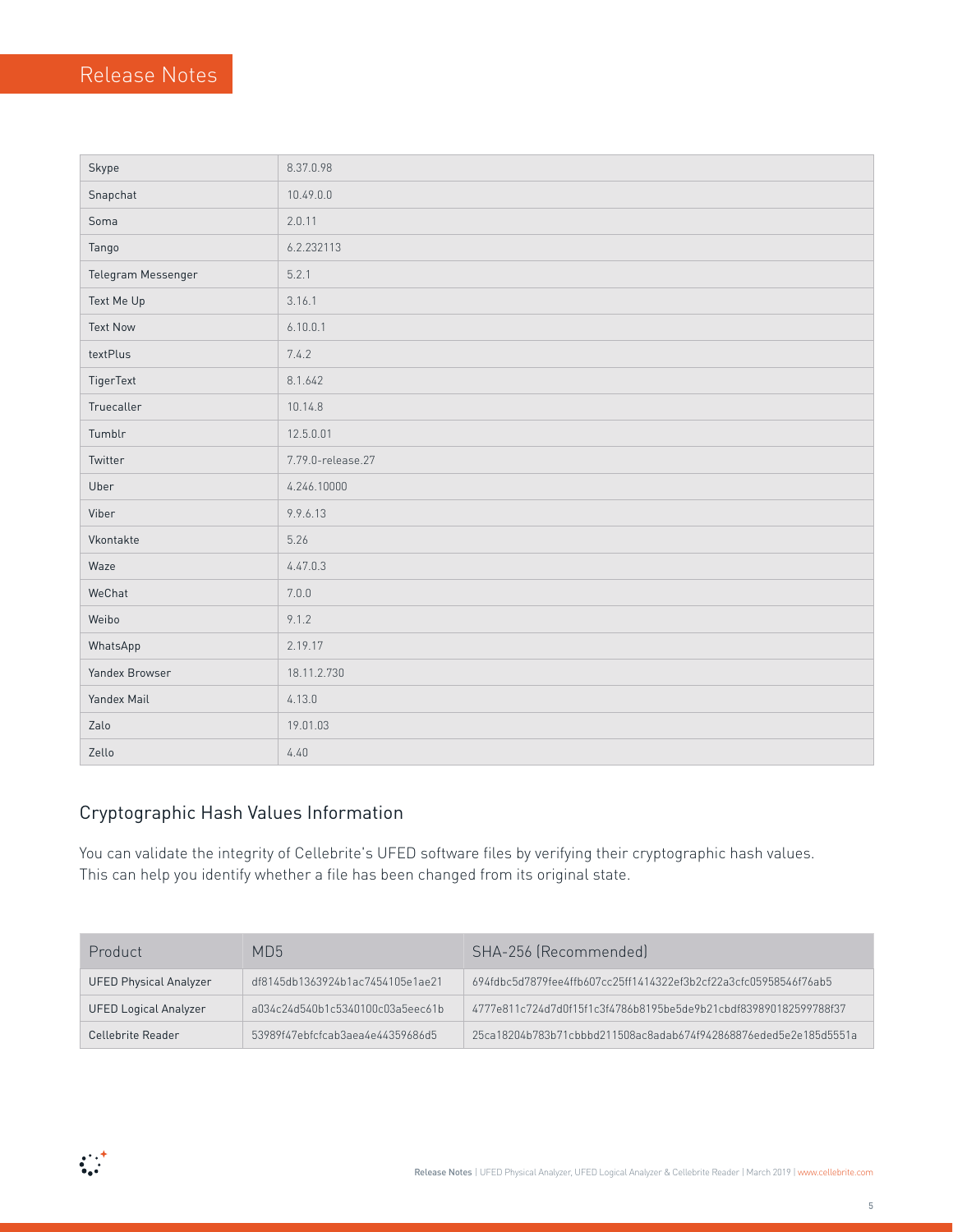| | |
|---|---|
| Skype | 8.37.0.98 |
| Snapchat | 10.49.0.0 |
| Soma | 2.0.11 |
| Tango | 6.2.232113 |
| Telegram Messenger | 5.2.1 |
| Text Me Up | 3.16.1 |
| Text Now | 6.10.0.1 |
| textPlus | 7.4.2 |
| TigerText | 8.1.642 |
| Truecaller | 10.14.8 |
| Tumblr | 12.5.0.01 |
| Twitter | 7.79.0-release.27 |
| Uber | 4.246.10000 |
| Viber | 9.9.6.13 |
| Vkontakte | 5.26 |
| Waze | 4.47.0.3 |
| WeChat | 7.0.0 |
| Weibo | 9.1.2 |
| WhatsApp | 2.19.17 |
| Yandex Browser | 18.11.2.730 |
| Yandex Mail | 4.13.0 |
| Zalo | 19.01.03 |
| Zello | 4.40 |

## Cryptographic Hash Values Information

You can validate the integrity of Cellebrite's UFED software files by verifying their cryptographic hash values. This can help you identify whether a file has been changed from its original state.

| Product | MD5 | SHA-256 (Recommended) |
|---|---|---|
| UFED Physical Analyzer | df8145db1363924b1ac7454105e1ae21 | 694fdbc5d7879fee4ffb607cc25ff1414322ef3b2cf22a3cfc05958546f76ab5 |
| UFED Logical Analyzer | a034c24d540b1c5340100c03a5eec61b | 4777e811c724d7d0f15f1c3f4786b8195be5de9b21cbdf839890182599788f37 |
| Cellebrite Reader | 53989f47ebfcfcab3aea4e44359686d5 | 25ca18204b783b71cbbbd211508ac8adab674f942868876eded5e2e185d5551a |